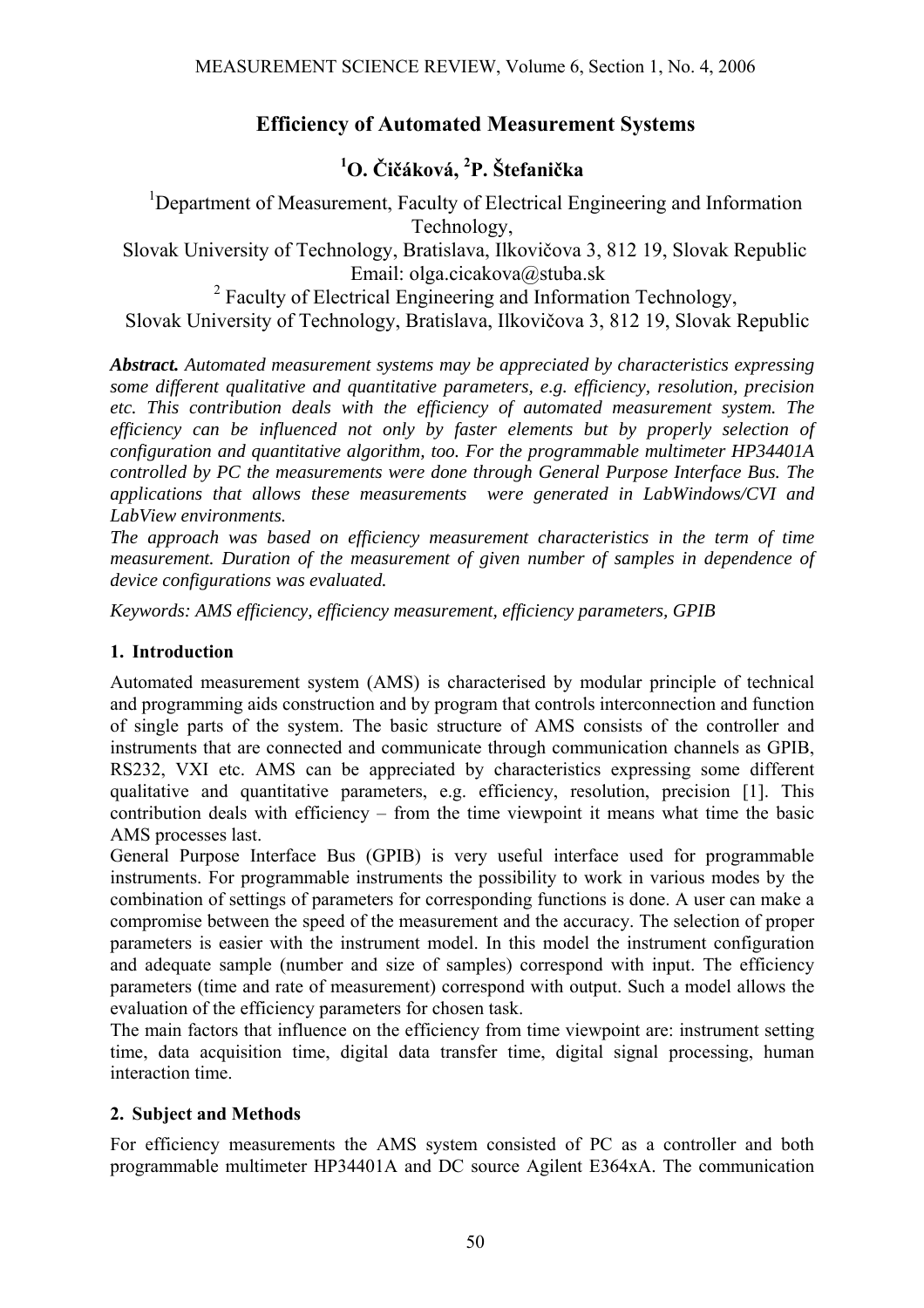# Efficiency of Automated Measurement Systems

**[1]O. Čičáková, [2]P. Štefanička**

[1]Department of Measurement, Faculty of Electrical Engineering and Information Technology,
Slovak University of Technology, Bratislava, Ilkovičova 3, 812 19, Slovak Republic
Email: olga.cicakova@stuba.sk

[2] Faculty of Electrical Engineering and Information Technology,
Slovak University of Technology, Bratislava, Ilkovičova 3, 812 19, Slovak Republic

***Abstract.*** *Automated measurement systems may be appreciated by characteristics expressing some different qualitative and quantitative parameters, e.g. efficiency, resolution, precision etc. This contribution deals with the efficiency of automated measurement system. The efficiency can be influenced not only by faster elements but by properly selection of configuration and quantitative algorithm, too. For the programmable multimeter HP34401A controlled by PC the measurements were done through General Purpose Interface Bus. The applications that allows these measurements were generated in LabWindows/CVI and LabView environments.*

*The approach was based on efficiency measurement characteristics in the term of time measurement. Duration of the measurement of given number of samples in dependence of device configurations was evaluated.*

*Keywords: AMS efficiency, efficiency measurement, efficiency parameters, GPIB*

## 1. Introduction

Automated measurement system (AMS) is characterised by modular principle of technical and programming aids construction and by program that controls interconnection and function of single parts of the system. The basic structure of AMS consists of the controller and instruments that are connected and communicate through communication channels as GPIB, RS232, VXI etc. AMS can be appreciated by characteristics expressing some different qualitative and quantitative parameters, e.g. efficiency, resolution, precision [1]. This contribution deals with efficiency – from the time viewpoint it means what time the basic AMS processes last.

General Purpose Interface Bus (GPIB) is very useful interface used for programmable instruments. For programmable instruments the possibility to work in various modes by the combination of settings of parameters for corresponding functions is done. A user can make a compromise between the speed of the measurement and the accuracy. The selection of proper parameters is easier with the instrument model. In this model the instrument configuration and adequate sample (number and size of samples) correspond with input. The efficiency parameters (time and rate of measurement) correspond with output. Such a model allows the evaluation of the efficiency parameters for chosen task.

The main factors that influence on the efficiency from time viewpoint are: instrument setting time, data acquisition time, digital data transfer time, digital signal processing, human interaction time.

## 2. Subject and Methods

For efficiency measurements the AMS system consisted of PC as a controller and both programmable multimeter HP34401A and DC source Agilent E364xA. The communication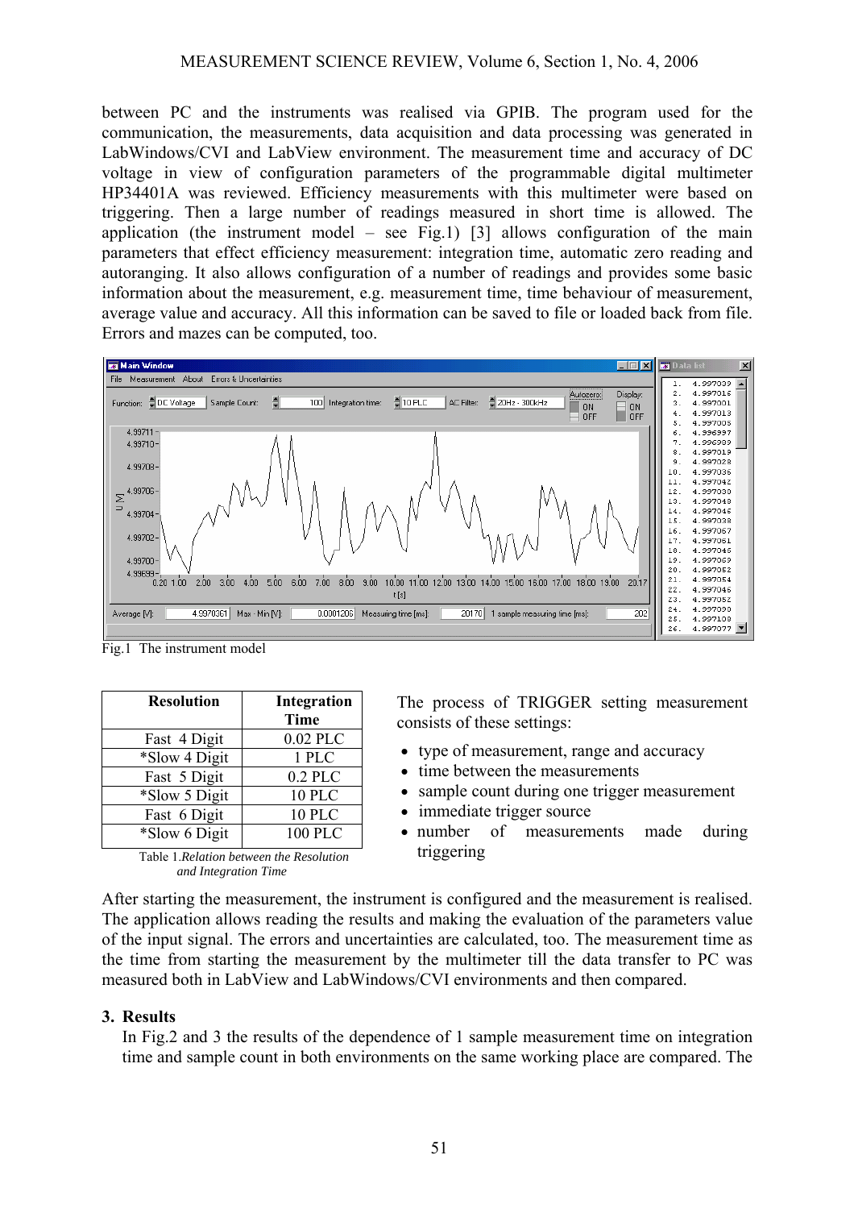between PC and the instruments was realised via GPIB. The program used for the communication, the measurements, data acquisition and data processing was generated in LabWindows/CVI and LabView environment. The measurement time and accuracy of DC voltage in view of configuration parameters of the programmable digital multimeter HP34401A was reviewed. Efficiency measurements with this multimeter were based on triggering. Then a large number of readings measured in short time is allowed. The application (the instrument model – see Fig.1) [3] allows configuration of the main parameters that effect efficiency measurement: integration time, automatic zero reading and autoranging. It also allows configuration of a number of readings and provides some basic information about the measurement, e.g. measurement time, time behaviour of measurement, average value and accuracy. All this information can be saved to file or loaded back from file. Errors and mazes can be computed, too.

Fig.1 The instrument model

| Resolution | Integration Time |
|---|---|
| Fast 4 Digit | 0.02 PLC |
| *Slow 4 Digit | 1 PLC |
| Fast 5 Digit | 0.2 PLC |
| *Slow 5 Digit | 10 PLC |
| Fast 6 Digit | 10 PLC |
| *Slow 6 Digit | 100 PLC |

Table 1.*Relation between the Resolution and Integration Time*

The process of TRIGGER setting measurement consists of these settings:

- type of measurement, range and accuracy
- time between the measurements
- sample count during one trigger measurement
- immediate trigger source
- number of measurements made during triggering

After starting the measurement, the instrument is configured and the measurement is realised. The application allows reading the results and making the evaluation of the parameters value of the input signal. The errors and uncertainties are calculated, too. The measurement time as the time from starting the measurement by the multimeter till the data transfer to PC was measured both in LabView and LabWindows/CVI environments and then compared.

## 3. Results

In Fig.2 and 3 the results of the dependence of 1 sample measurement time on integration time and sample count in both environments on the same working place are compared. The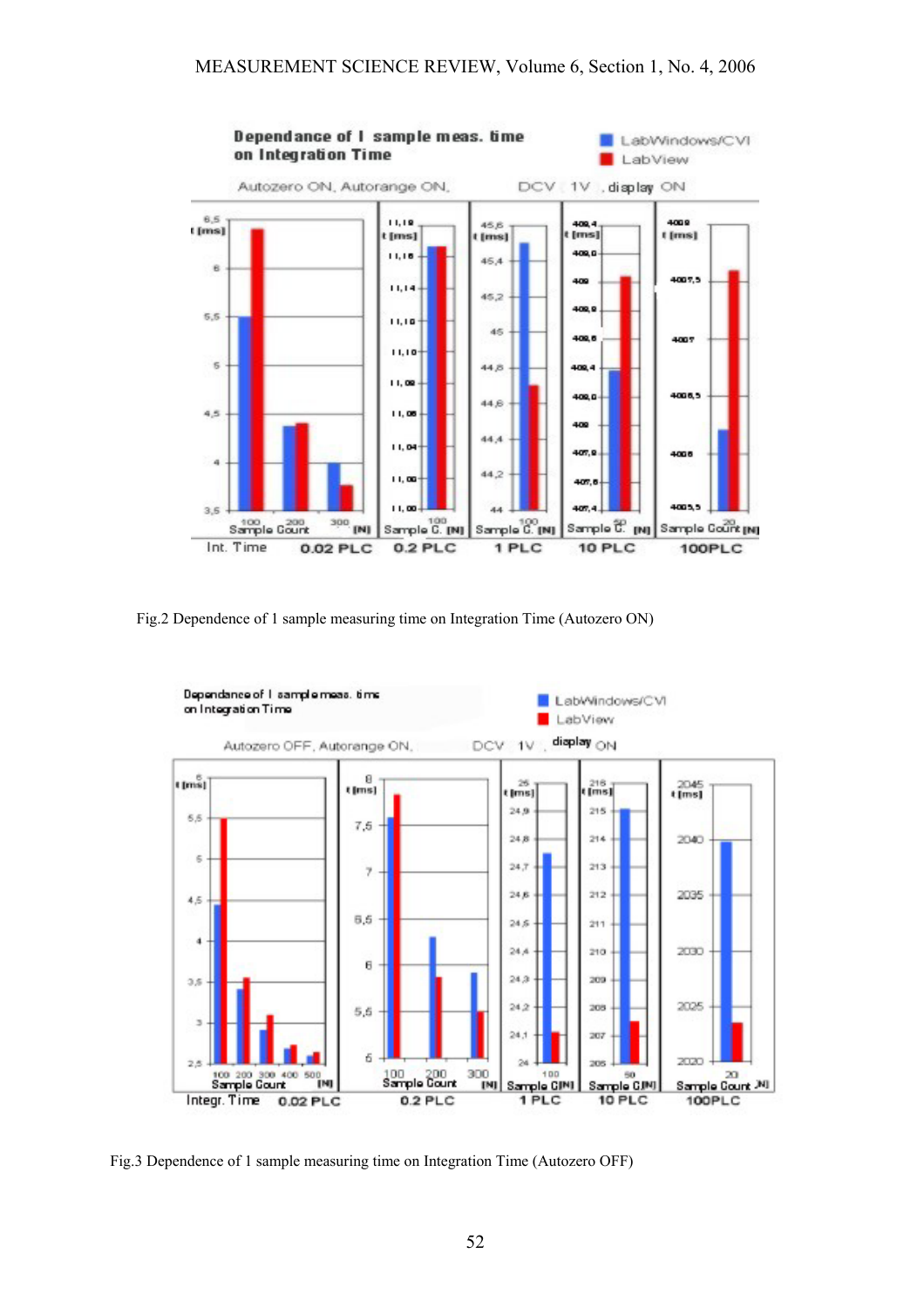Fig.2 Dependence of 1 sample measuring time on Integration Time (Autozero ON)

Fig.3 Dependence of 1 sample measuring time on Integration Time (Autozero OFF)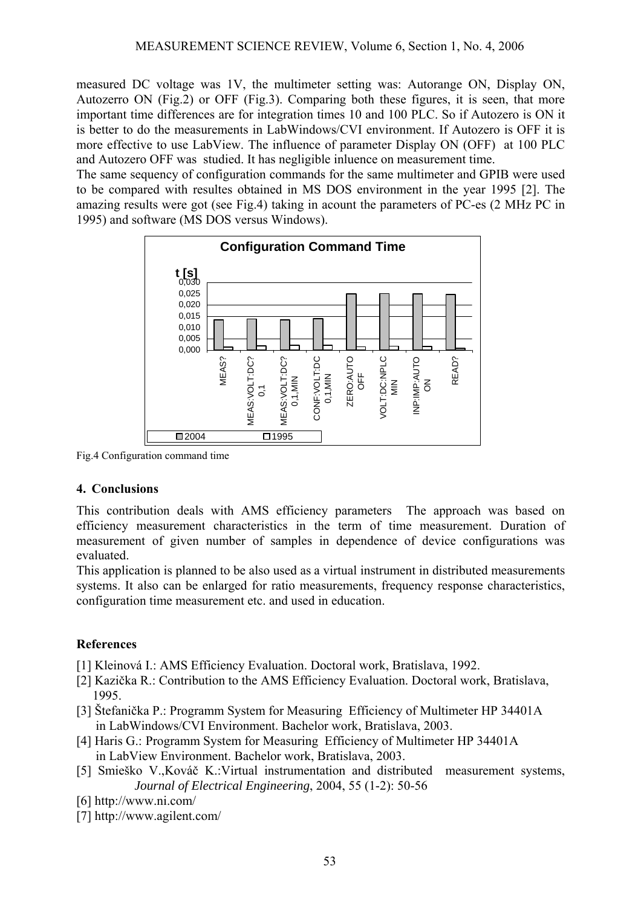measured DC voltage was 1V, the multimeter setting was: Autorange ON, Display ON, Autozerro ON (Fig.2) or OFF (Fig.3). Comparing both these figures, it is seen, that more important time differences are for integration times 10 and 100 PLC. So if Autozero is ON it is better to do the measurements in LabWindows/CVI environment. If Autozero is OFF it is more effective to use LabView. The influence of parameter Display ON (OFF) at 100 PLC and Autozero OFF was studied. It has negligible inluence on measurement time.
The same sequency of configuration commands for the same multimeter and GPIB were used to be compared with resultes obtained in MS DOS environment in the year 1995 [2]. The amazing results were got (see Fig.4) taking in acount the parameters of PC-es (2 MHz PC in 1995) and software (MS DOS versus Windows).

Configuration Command Time

t [s]

0,030
0,025
0,020
0,015
0,010
0,005
0,000

MEAS?
MEAS:VOLT:DC? 0,1
MEAS:VOLT:DC? 0,1,MIN
CONF:VOLT:DC 0,1,MIN
ZERO:AUTO OFF
VOLT:DC:NPLC MIN
INP:IMP:AUTO ON
READ?

2004 1995

Fig.4 Configuration command time

## 4. Conclusions

This contribution deals with AMS efficiency parameters The approach was based on efficiency measurement characteristics in the term of time measurement. Duration of measurement of given number of samples in dependence of device configurations was evaluated.
This application is planned to be also used as a virtual instrument in distributed measurements systems. It also can be enlarged for ratio measurements, frequency response characteristics, configuration time measurement etc. and used in education.

## References

[1] Kleinová I.: AMS Efficiency Evaluation. Doctoral work, Bratislava, 1992.
[2] Kazička R.: Contribution to the AMS Efficiency Evaluation. Doctoral work, Bratislava, 1995.
[3] Štefanička P.: Programm System for Measuring Efficiency of Multimeter HP 34401A in LabWindows/CVI Environment. Bachelor work, Bratislava, 2003.
[4] Haris G.: Programm System for Measuring Efficiency of Multimeter HP 34401A in LabView Environment. Bachelor work, Bratislava, 2003.
[5] Smieško V.,Kováč K.:Virtual instrumentation and distributed measurement systems, *Journal of Electrical Engineering*, 2004, 55 (1-2): 50-56
[6] http://www.ni.com/
[7] http://www.agilent.com/